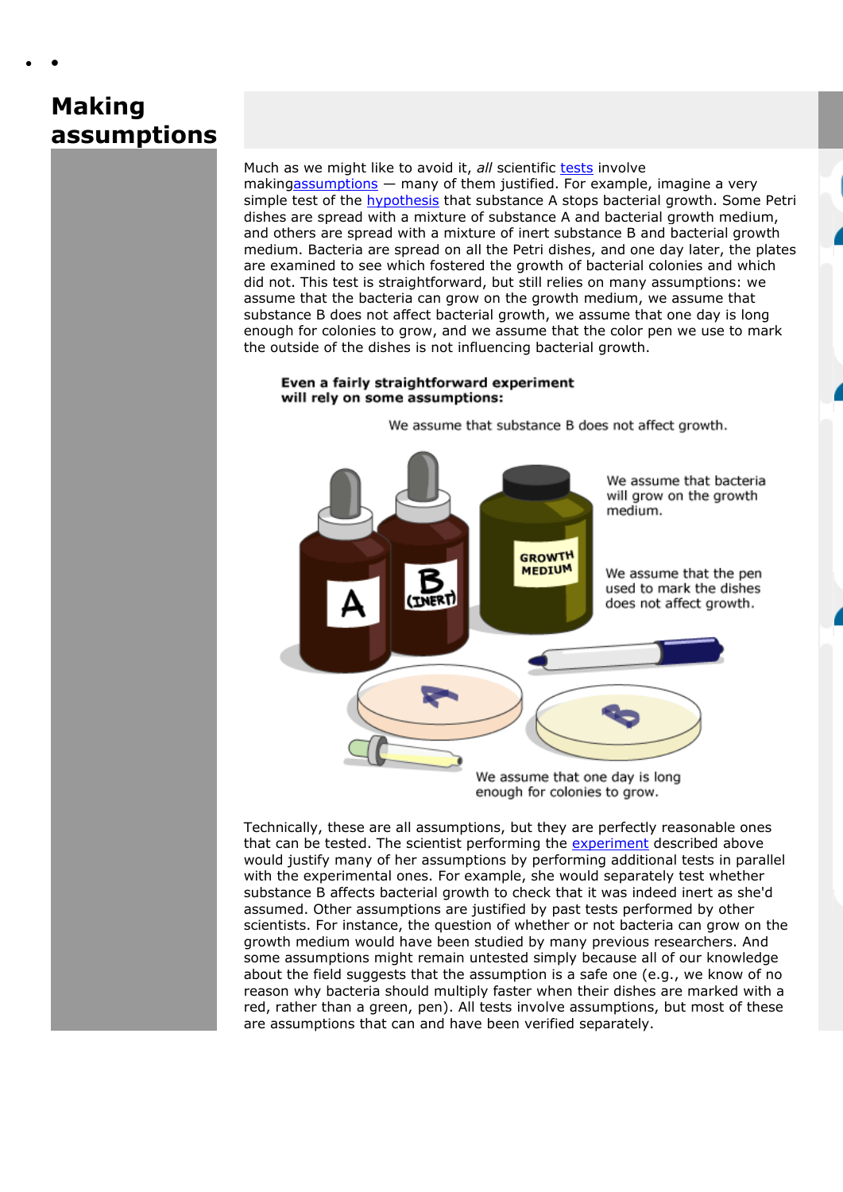# Making assumptions

Much as we might like to avoid it, *all* scientific tests involve makingassumptions — many of them justified. For example, imagine a very simple test of the hypothesis that substance A stops bacterial growth. Some Petri dishes are spread with a mixture of substance A and bacterial growth medium, and others are spread with a mixture of inert substance B and bacterial growth medium. Bacteria are spread on all the Petri dishes, and one day later, the plates are examined to see which fostered the growth of bacterial colonies and which did not. This test is straightforward, but still relies on many assumptions: we assume that the bacteria can grow on the growth medium, we assume that substance B does not affect bacterial growth, we assume that one day is long enough for colonies to grow, and we assume that the color pen we use to mark the outside of the dishes is not influencing bacterial growth.

**Even a fairly straightforward experiment will rely on some assumptions:**

We assume that substance B does not affect growth.

We assume that bacteria will grow on the growth medium.

We assume that the pen used to mark the dishes does not affect growth.

We assume that one day is long enough for colonies to grow.

Technically, these are all assumptions, but they are perfectly reasonable ones that can be tested. The scientist performing the experiment described above would justify many of her assumptions by performing additional tests in parallel with the experimental ones. For example, she would separately test whether substance B affects bacterial growth to check that it was indeed inert as she'd assumed. Other assumptions are justified by past tests performed by other scientists. For instance, the question of whether or not bacteria can grow on the growth medium would have been studied by many previous researchers. And some assumptions might remain untested simply because all of our knowledge about the field suggests that the assumption is a safe one (e.g., we know of no reason why bacteria should multiply faster when their dishes are marked with a red, rather than a green, pen). All tests involve assumptions, but most of these are assumptions that can and have been verified separately.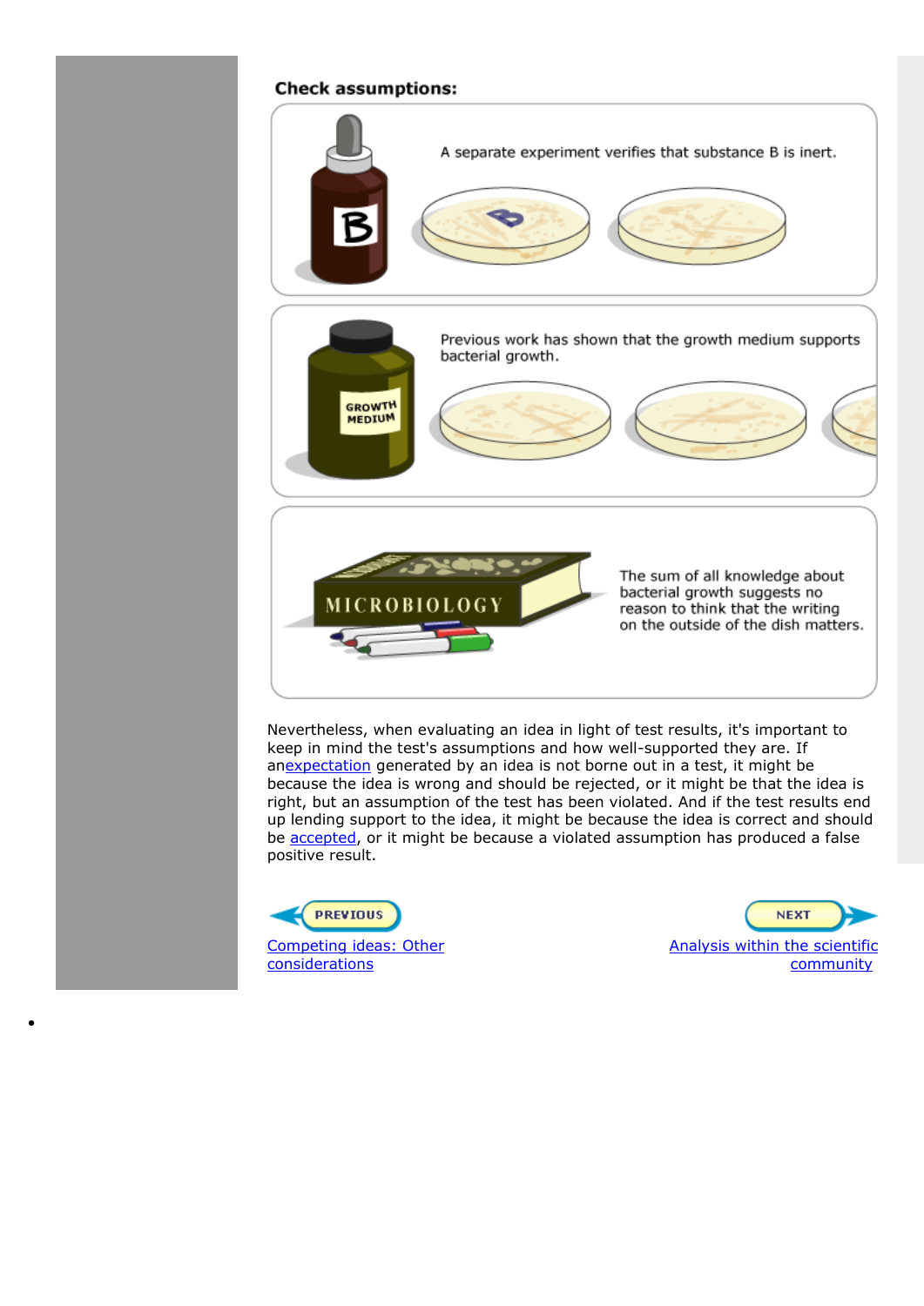**Check assumptions:**

A separate experiment verifies that substance B is inert.

Previous work has shown that the growth medium supports bacterial growth.

The sum of all knowledge about bacterial growth suggests no reason to think that the writing on the outside of the dish matters.

Nevertheless, when evaluating an idea in light of test results, it's important to keep in mind the test's assumptions and how well-supported they are. If anexpectation generated by an idea is not borne out in a test, it might be because the idea is wrong and should be rejected, or it might be that the idea is right, but an assumption of the test has been violated. And if the test results end up lending support to the idea, it might be because the idea is correct and should be accepted, or it might be because a violated assumption has produced a false positive result.

PREVIOUS
Competing ideas: Other considerations

NEXT
Analysis within the scientific community